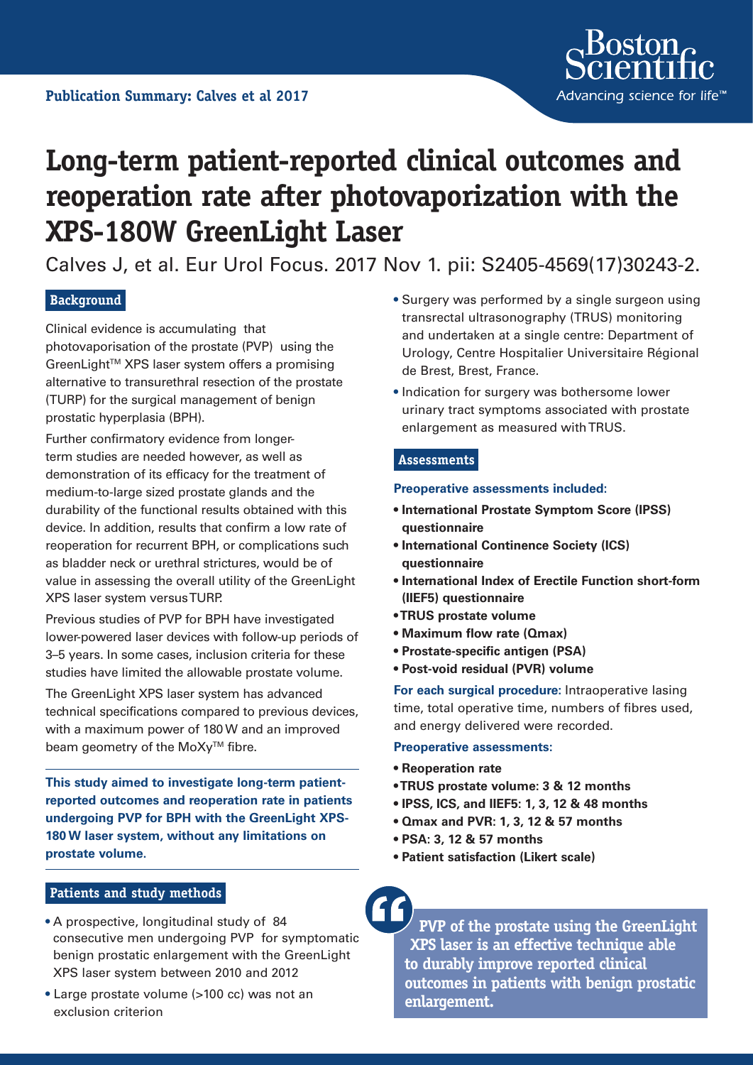Publication Summary: Calves et al 2017

# Long-term patient-reported clinical outcomes and reoperation rate after photovaporization with the XPS-180W GreenLight Laser

Calves J, et al. Eur Urol Focus. 2017 Nov 1. pii: S2405-4569(17)30243-2.

## Background

Clinical evidence is accumulating that photovaporisation of the prostate (PVP) using the GreenLight™ XPS laser system offers a promising alternative to transurethral resection of the prostate (TURP) for the surgical management of benign prostatic hyperplasia (BPH).

Further confirmatory evidence from longer-term studies are needed however, as well as demonstration of its efficacy for the treatment of medium-to-large sized prostate glands and the durability of the functional results obtained with this device. In addition, results that confirm a low rate of reoperation for recurrent BPH, or complications such as bladder neck or urethral strictures, would be of value in assessing the overall utility of the GreenLight XPS laser system versus TURP.

Previous studies of PVP for BPH have investigated lower-powered laser devices with follow-up periods of 3–5 years. In some cases, inclusion criteria for these studies have limited the allowable prostate volume.

The GreenLight XPS laser system has advanced technical specifications compared to previous devices, with a maximum power of 180 W and an improved beam geometry of the MoXy™ fibre.

**This study aimed to investigate long-term patient-reported outcomes and reoperation rate in patients undergoing PVP for BPH with the GreenLight XPS-180 W laser system, without any limitations on prostate volume.**

## Patients and study methods

- A prospective, longitudinal study of 84 consecutive men undergoing PVP for symptomatic benign prostatic enlargement with the GreenLight XPS laser system between 2010 and 2012
- Large prostate volume (>100 cc) was not an exclusion criterion
- Surgery was performed by a single surgeon using transrectal ultrasonography (TRUS) monitoring and undertaken at a single centre: Department of Urology, Centre Hospitalier Universitaire Régional de Brest, Brest, France.
- Indication for surgery was bothersome lower urinary tract symptoms associated with prostate enlargement as measured with TRUS.

## Assessments

**Preoperative assessments included:**

- **International Prostate Symptom Score (IPSS) questionnaire**
- **International Continence Society (ICS) questionnaire**
- **International Index of Erectile Function short-form (IIEF5) questionnaire**
- **TRUS prostate volume**
- **Maximum flow rate (Qmax)**
- **Prostate-specific antigen (PSA)**
- **Post-void residual (PVR) volume**

**For each surgical procedure:** Intraoperative lasing time, total operative time, numbers of fibres used, and energy delivered were recorded.

**Preoperative assessments:**

- **Reoperation rate**
- **TRUS prostate volume: 3 & 12 months**
- **IPSS, ICS, and IIEF5: 1, 3, 12 & 48 months**
- **Qmax and PVR: 1, 3, 12 & 57 months**
- **PSA: 3, 12 & 57 months**
- **Patient satisfaction (Likert scale)**

> **PVP of the prostate using the GreenLight XPS laser is an effective technique able to durably improve reported clinical outcomes in patients with benign prostatic enlargement.**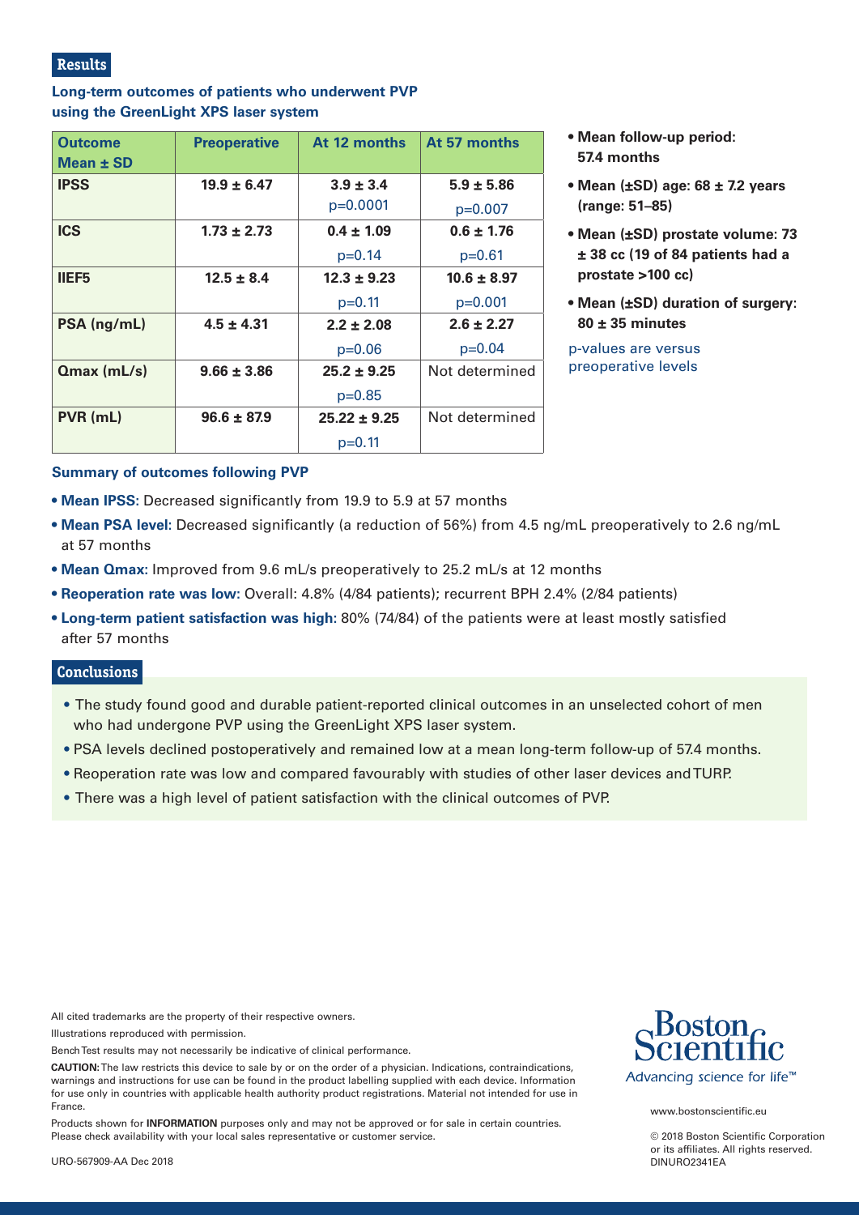## Results

### Long-term outcomes of patients who underwent PVP using the GreenLight XPS laser system

| Outcome Mean ± SD | Preoperative | At 12 months | At 57 months |
|---|---|---|---|
| IPSS | 19.9 ± 6.47 | 3.9 ± 3.4 p=0.0001 | 5.9 ± 5.86 p=0.007 |
| ICS | 1.73 ± 2.73 | 0.4 ± 1.09 p=0.14 | 0.6 ± 1.76 p=0.61 |
| IIEF5 | 12.5 ± 8.4 | 12.3 ± 9.23 p=0.11 | 10.6 ± 8.97 p=0.001 |
| PSA (ng/mL) | 4.5 ± 4.31 | 2.2 ± 2.08 p=0.06 | 2.6 ± 2.27 p=0.04 |
| Qmax (mL/s) | 9.66 ± 3.86 | 25.2 ± 9.25 p=0.85 | Not determined |
| PVR (mL) | 96.6 ± 87.9 | 25.22 ± 9.25 p=0.11 | Not determined |

- **Mean follow-up period: 57.4 months**
- **Mean (±SD) age: 68 ± 7.2 years (range: 51–85)**
- **Mean (±SD) prostate volume: 73 ± 38 cc (19 of 84 patients had a prostate >100 cc)**
- **Mean (±SD) duration of surgery: 80 ± 35 minutes**

p-values are versus preoperative levels

### Summary of outcomes following PVP

- **Mean IPSS**: Decreased significantly from 19.9 to 5.9 at 57 months
- **Mean PSA level**: Decreased significantly (a reduction of 56%) from 4.5 ng/mL preoperatively to 2.6 ng/mL at 57 months
- **Mean Qmax:** Improved from 9.6 mL/s preoperatively to 25.2 mL/s at 12 months
- **Reoperation rate was low:** Overall: 4.8% (4/84 patients); recurrent BPH 2.4% (2/84 patients)
- **Long-term patient satisfaction was high**: 80% (74/84) of the patients were at least mostly satisfied after 57 months

## Conclusions

- The study found good and durable patient-reported clinical outcomes in an unselected cohort of men who had undergone PVP using the GreenLight XPS laser system.
- PSA levels declined postoperatively and remained low at a mean long-term follow-up of 57.4 months.
- Reoperation rate was low and compared favourably with studies of other laser devices and TURP.
- There was a high level of patient satisfaction with the clinical outcomes of PVP.

All cited trademarks are the property of their respective owners.

Illustrations reproduced with permission.

Bench Test results may not necessarily be indicative of clinical performance.

**CAUTION:** The law restricts this device to sale by or on the order of a physician. Indications, contraindications, warnings and instructions for use can be found in the product labelling supplied with each device. Information for use only in countries with applicable health authority product registrations. Material not intended for use in France.

Products shown for **INFORMATION** purposes only and may not be approved or for sale in certain countries. Please check availability with your local sales representative or customer service.

URO-567909-AA Dec 2018

Boston Scientific
Advancing science for life™

www.bostonscientific.eu

© 2018 Boston Scientific Corporation or its affiliates. All rights reserved.
DINURO2341EA